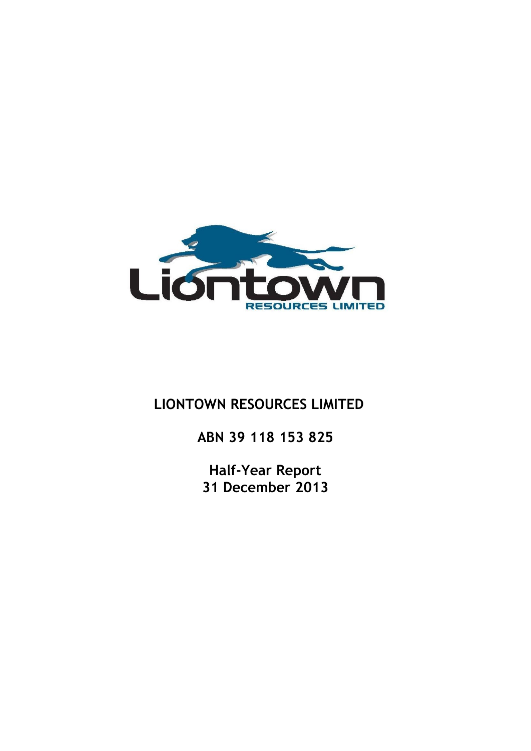# LIONTOWN RESOURCES LIMITED

**ABN 39 118 153 825**

**Half-Year Report**
**31 December 2013**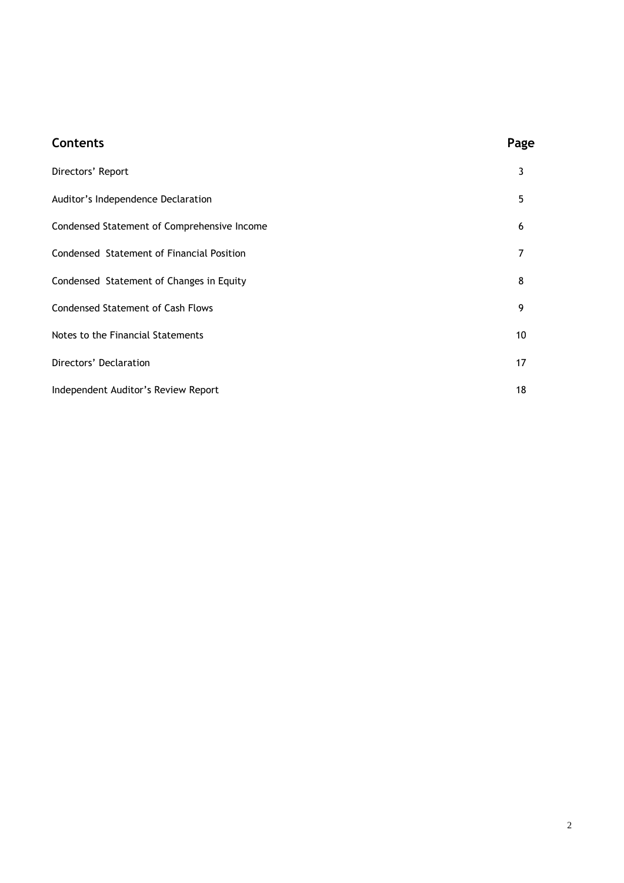| Contents | Page |
| --- | --- |
| Directors' Report | 3 |
| Auditor's Independence Declaration | 5 |
| Condensed Statement of Comprehensive Income | 6 |
| Condensed Statement of Financial Position | 7 |
| Condensed Statement of Changes in Equity | 8 |
| Condensed Statement of Cash Flows | 9 |
| Notes to the Financial Statements | 10 |
| Directors' Declaration | 17 |
| Independent Auditor's Review Report | 18 |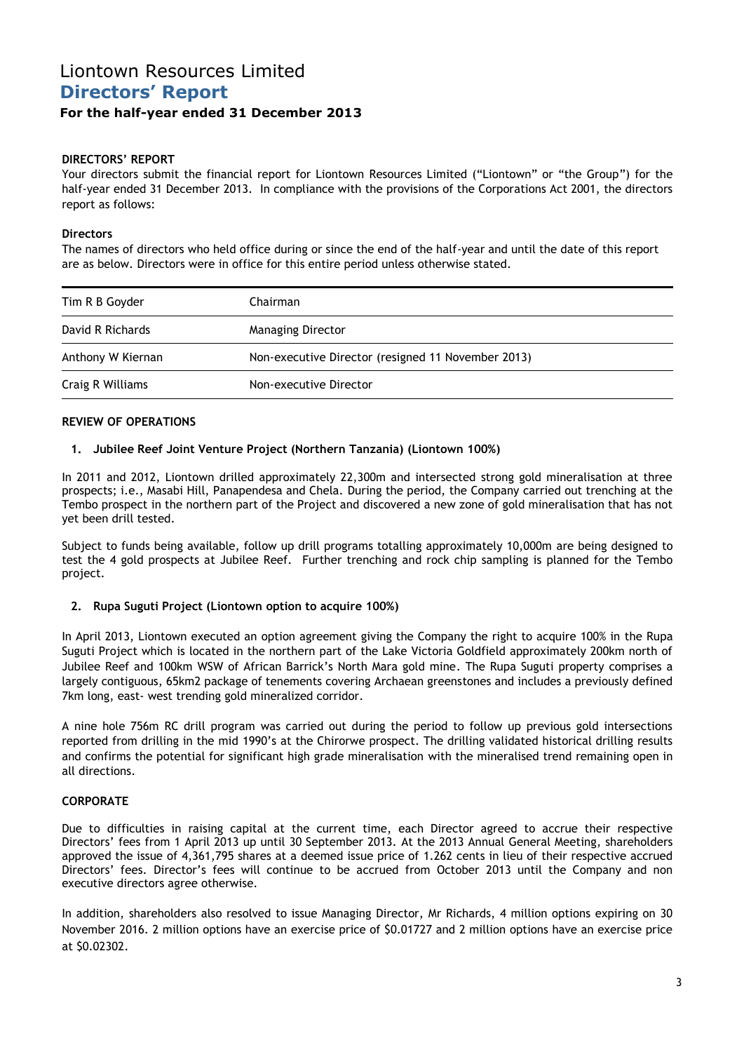# Liontown Resources Limited

## Directors' Report

### For the half-year ended 31 December 2013

**DIRECTORS' REPORT**

Your directors submit the financial report for Liontown Resources Limited ("Liontown" or "the Group") for the half-year ended 31 December 2013. In compliance with the provisions of the Corporations Act 2001, the directors report as follows:

**Directors**

The names of directors who held office during or since the end of the half-year and until the date of this report are as below. Directors were in office for this entire period unless otherwise stated.

| | |
|---|---|
| Tim R B Goyder | Chairman |
| David R Richards | Managing Director |
| Anthony W Kiernan | Non-executive Director (resigned 11 November 2013) |
| Craig R Williams | Non-executive Director |

**REVIEW OF OPERATIONS**

1. **Jubilee Reef Joint Venture Project (Northern Tanzania) (Liontown 100%)**

In 2011 and 2012, Liontown drilled approximately 22,300m and intersected strong gold mineralisation at three prospects; i.e., Masabi Hill, Panapendesa and Chela. During the period, the Company carried out trenching at the Tembo prospect in the northern part of the Project and discovered a new zone of gold mineralisation that has not yet been drill tested.

Subject to funds being available, follow up drill programs totalling approximately 10,000m are being designed to test the 4 gold prospects at Jubilee Reef. Further trenching and rock chip sampling is planned for the Tembo project.

2. **Rupa Suguti Project (Liontown option to acquire 100%)**

In April 2013, Liontown executed an option agreement giving the Company the right to acquire 100% in the Rupa Suguti Project which is located in the northern part of the Lake Victoria Goldfield approximately 200km north of Jubilee Reef and 100km WSW of African Barrick's North Mara gold mine. The Rupa Suguti property comprises a largely contiguous, 65km2 package of tenements covering Archaean greenstones and includes a previously defined 7km long, east- west trending gold mineralized corridor.

A nine hole 756m RC drill program was carried out during the period to follow up previous gold intersections reported from drilling in the mid 1990's at the Chirorwe prospect. The drilling validated historical drilling results and confirms the potential for significant high grade mineralisation with the mineralised trend remaining open in all directions.

**CORPORATE**

Due to difficulties in raising capital at the current time, each Director agreed to accrue their respective Directors' fees from 1 April 2013 up until 30 September 2013. At the 2013 Annual General Meeting, shareholders approved the issue of 4,361,795 shares at a deemed issue price of 1.262 cents in lieu of their respective accrued Directors' fees. Director's fees will continue to be accrued from October 2013 until the Company and non executive directors agree otherwise.

In addition, shareholders also resolved to issue Managing Director, Mr Richards, 4 million options expiring on 30 November 2016. 2 million options have an exercise price of $0.01727 and 2 million options have an exercise price at $0.02302.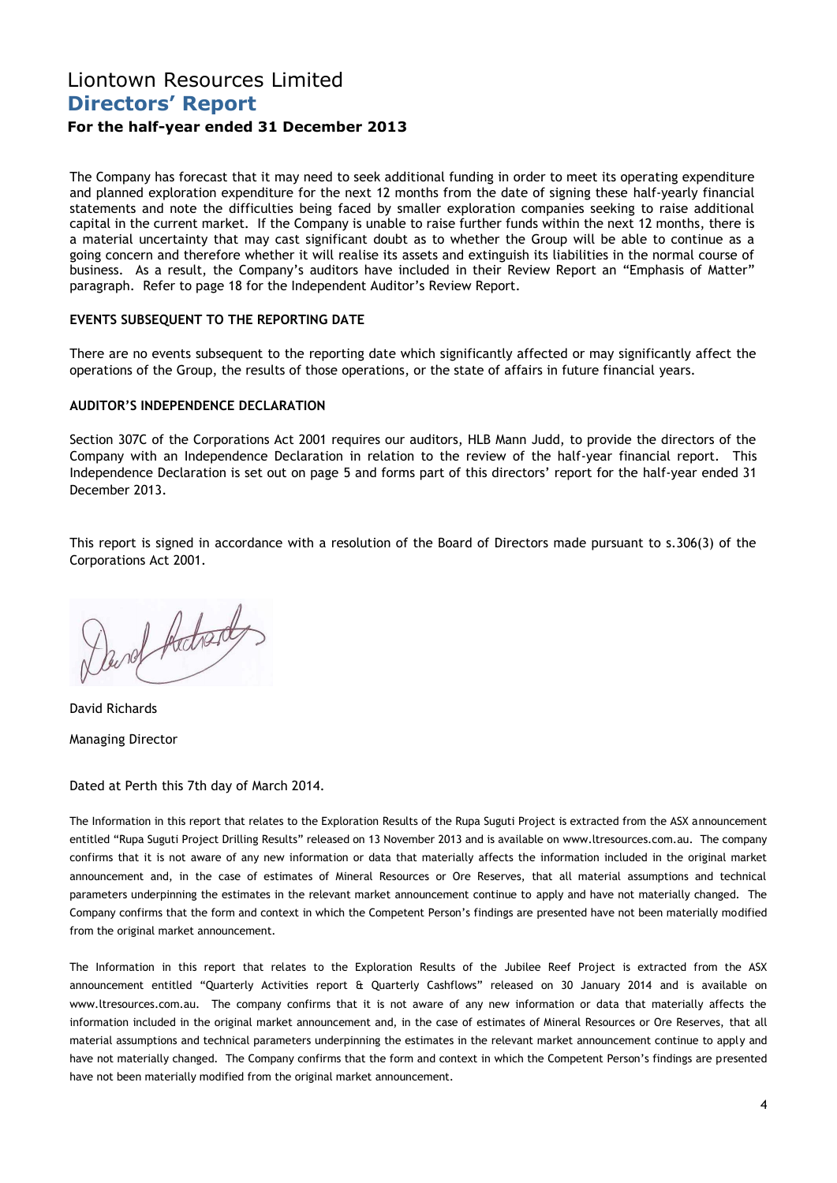The Company has forecast that it may need to seek additional funding in order to meet its operating expenditure and planned exploration expenditure for the next 12 months from the date of signing these half-yearly financial statements and note the difficulties being faced by smaller exploration companies seeking to raise additional capital in the current market. If the Company is unable to raise further funds within the next 12 months, there is a material uncertainty that may cast significant doubt as to whether the Group will be able to continue as a going concern and therefore whether it will realise its assets and extinguish its liabilities in the normal course of business. As a result, the Company's auditors have included in their Review Report an "Emphasis of Matter" paragraph. Refer to page 18 for the Independent Auditor's Review Report.

**EVENTS SUBSEQUENT TO THE REPORTING DATE**

There are no events subsequent to the reporting date which significantly affected or may significantly affect the operations of the Group, the results of those operations, or the state of affairs in future financial years.

**AUDITOR'S INDEPENDENCE DECLARATION**

Section 307C of the Corporations Act 2001 requires our auditors, HLB Mann Judd, to provide the directors of the Company with an Independence Declaration in relation to the review of the half-year financial report. This Independence Declaration is set out on page 5 and forms part of this directors' report for the half-year ended 31 December 2013.

This report is signed in accordance with a resolution of the Board of Directors made pursuant to s.306(3) of the Corporations Act 2001.

David Richards

Managing Director

Dated at Perth this 7th day of March 2014.

The Information in this report that relates to the Exploration Results of the Rupa Suguti Project is extracted from the ASX announcement entitled "Rupa Suguti Project Drilling Results" released on 13 November 2013 and is available on www.ltresources.com.au. The company confirms that it is not aware of any new information or data that materially affects the information included in the original market announcement and, in the case of estimates of Mineral Resources or Ore Reserves, that all material assumptions and technical parameters underpinning the estimates in the relevant market announcement continue to apply and have not materially changed. The Company confirms that the form and context in which the Competent Person's findings are presented have not been materially modified from the original market announcement.

The Information in this report that relates to the Exploration Results of the Jubilee Reef Project is extracted from the ASX announcement entitled "Quarterly Activities report & Quarterly Cashflows" released on 30 January 2014 and is available on www.ltresources.com.au. The company confirms that it is not aware of any new information or data that materially affects the information included in the original market announcement and, in the case of estimates of Mineral Resources or Ore Reserves, that all material assumptions and technical parameters underpinning the estimates in the relevant market announcement continue to apply and have not materially changed. The Company confirms that the form and context in which the Competent Person's findings are presented have not been materially modified from the original market announcement.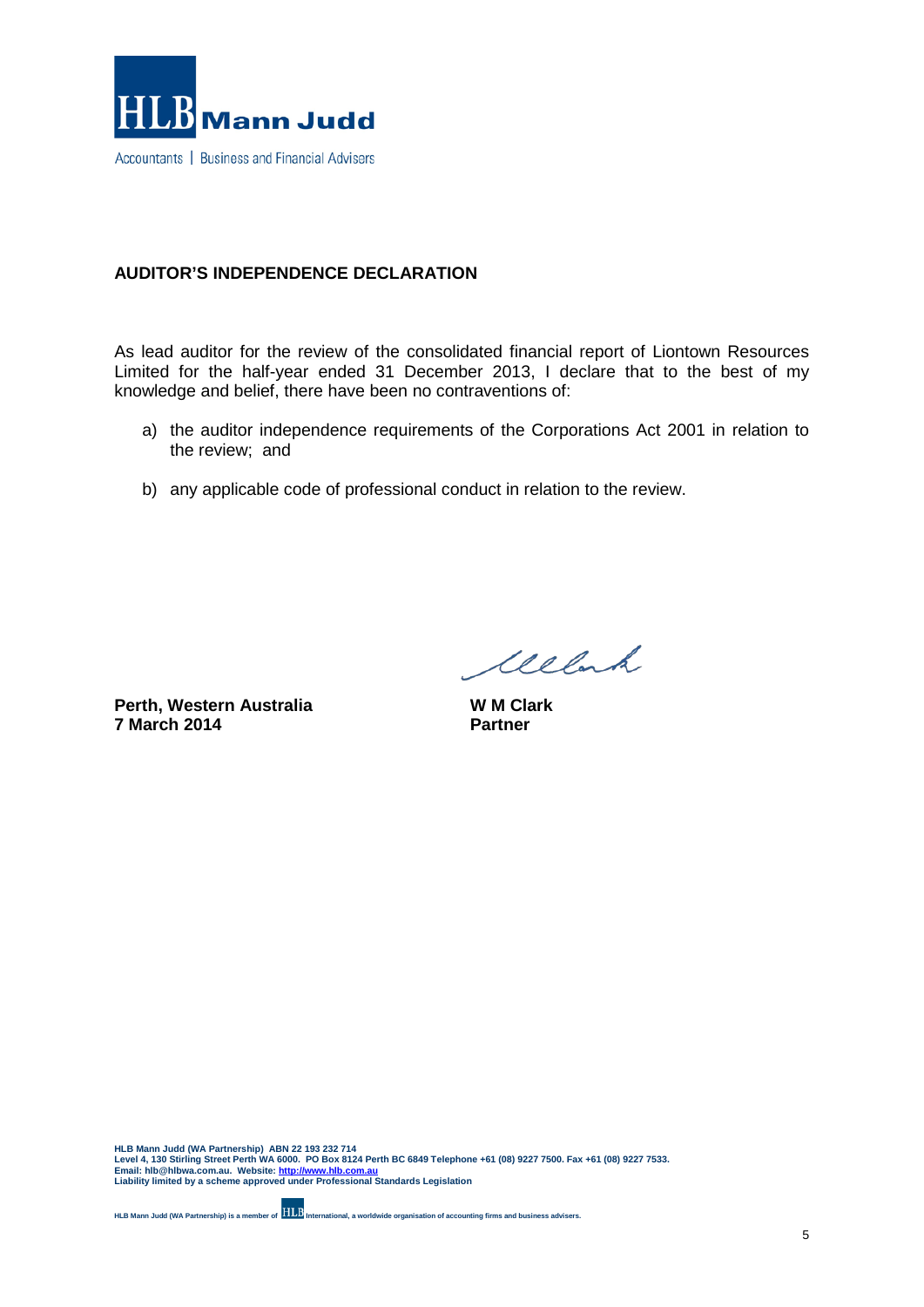**HLB Mann Judd**

Accountants | Business and Financial Advisers

## AUDITOR'S INDEPENDENCE DECLARATION

As lead auditor for the review of the consolidated financial report of Liontown Resources Limited for the half-year ended 31 December 2013, I declare that to the best of my knowledge and belief, there have been no contraventions of:

a) the auditor independence requirements of the Corporations Act 2001 in relation to the review; and

b) any applicable code of professional conduct in relation to the review.

**Perth, Western Australia**
**7 March 2014**

**W M Clark**
**Partner**

**HLB Mann Judd (WA Partnership) ABN 22 193 232 714**
**Level 4, 130 Stirling Street Perth WA 6000. PO Box 8124 Perth BC 6849 Telephone +61 (08) 9227 7500. Fax +61 (08) 9227 7533.**
**Email: hlb@hlbwa.com.au. Website: http://www.hlb.com.au**
**Liability limited by a scheme approved under Professional Standards Legislation**

**HLB Mann Judd (WA Partnership) is a member of HLB International, a worldwide organisation of accounting firms and business advisers.**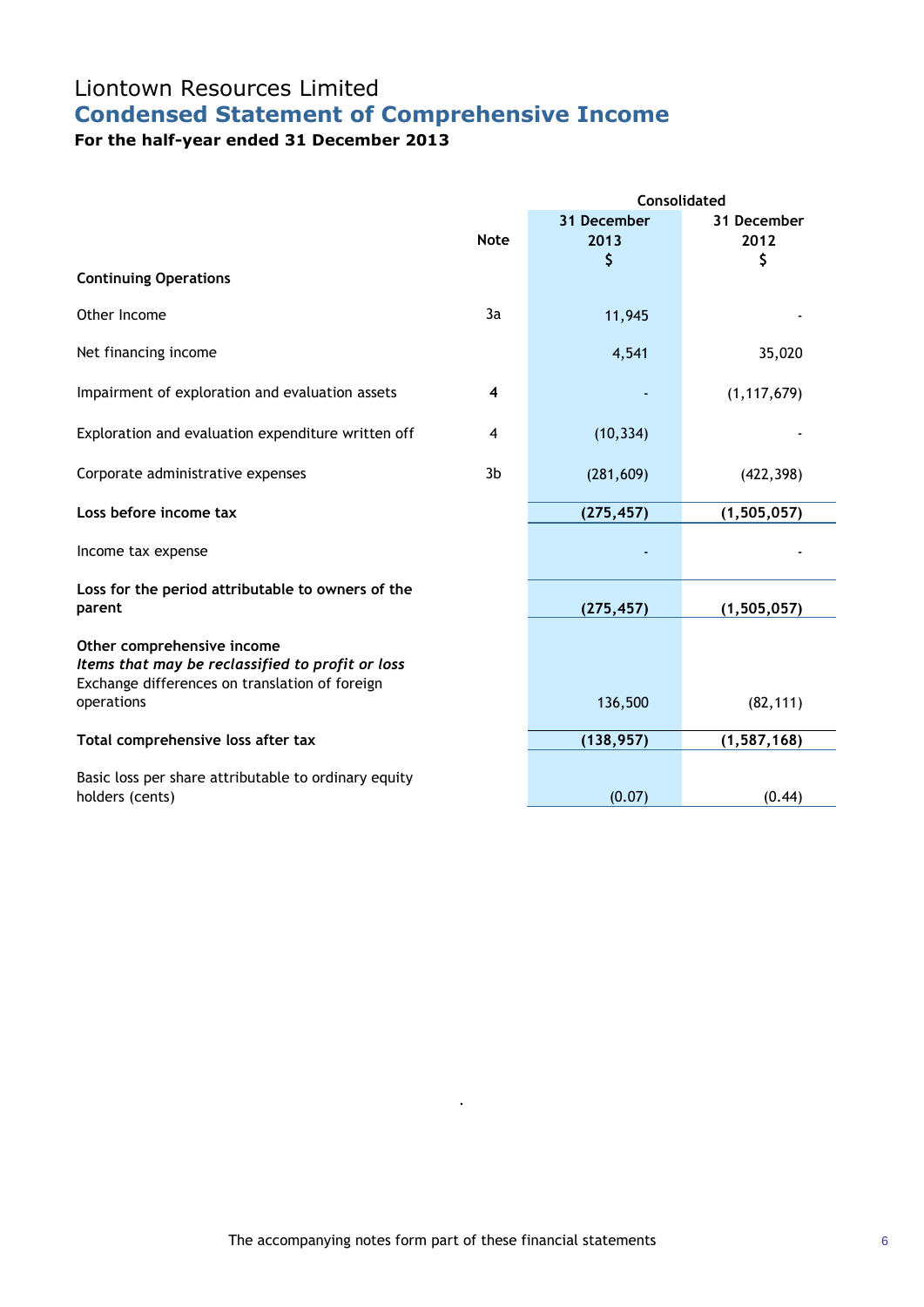# Liontown Resources Limited

## Condensed Statement of Comprehensive Income

### For the half-year ended 31 December 2013

| | Note | Consolidated | |
|---|---|---|---|
| | | 31 December 2013 $ | 31 December 2012 $ |
| **Continuing Operations** | | | |
| Other Income | 3a | 11,945 | - |
| Net financing income | | 4,541 | 35,020 |
| Impairment of exploration and evaluation assets | 4 | - | (1,117,679) |
| Exploration and evaluation expenditure written off | 4 | (10,334) | - |
| Corporate administrative expenses | 3b | (281,609) | (422,398) |
| **Loss before income tax** | | **(275,457)** | **(1,505,057)** |
| Income tax expense | | - | - |
| **Loss for the period attributable to owners of the parent** | | **(275,457)** | **(1,505,057)** |
| **Other comprehensive income** | | | |
| ***Items that may be reclassified to profit or loss*** | | | |
| Exchange differences on translation of foreign operations | | 136,500 | (82,111) |
| **Total comprehensive loss after tax** | | **(138,957)** | **(1,587,168)** |
| Basic loss per share attributable to ordinary equity holders (cents) | | (0.07) | (0.44) |

The accompanying notes form part of these financial statements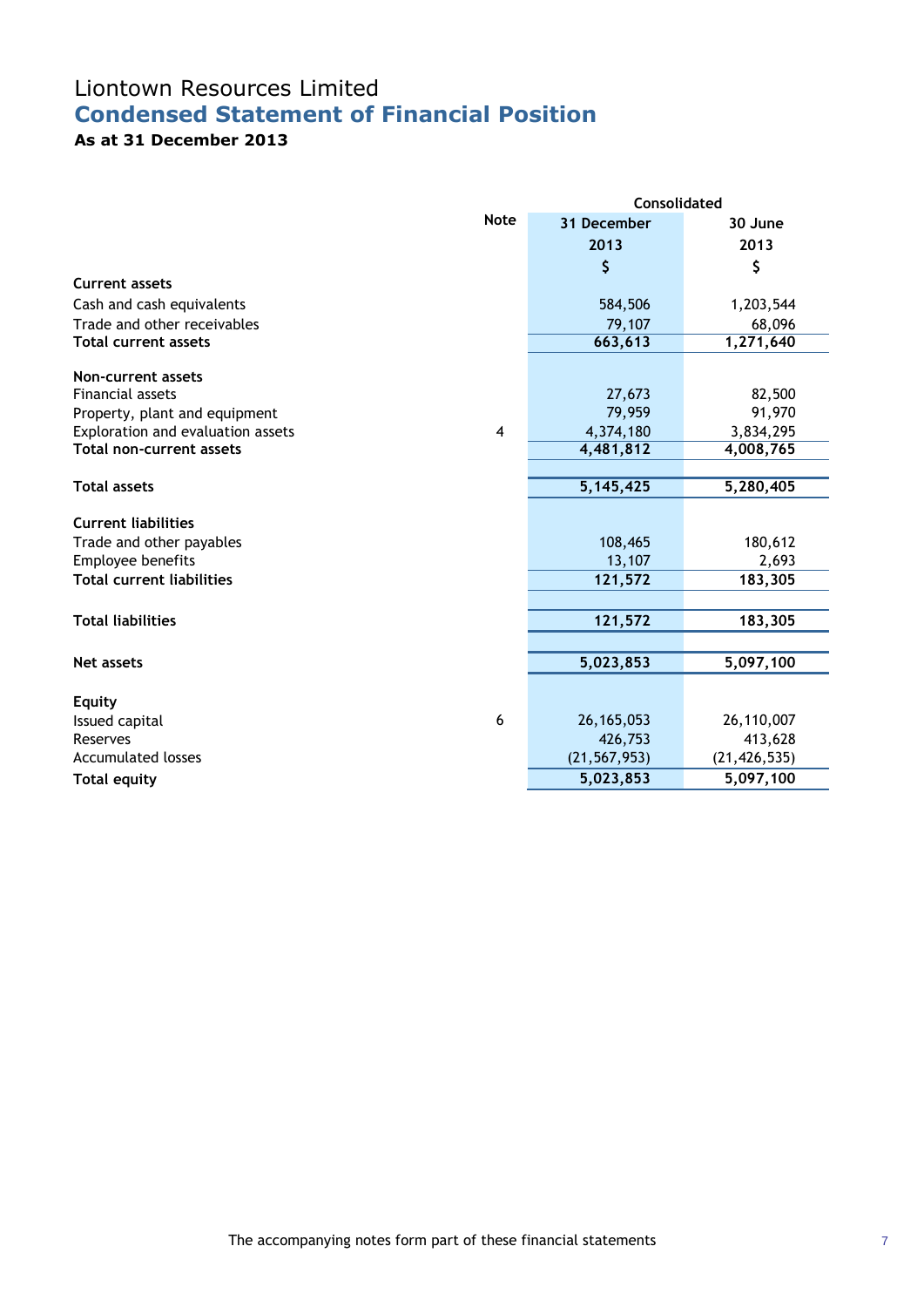# Liontown Resources Limited

## Condensed Statement of Financial Position

### As at 31 December 2013

| | Note | Consolidated | |
|---|---|---|---|
| | | 31 December 2013 | 30 June 2013 |
| | | $ | $ |
| **Current assets** | | | |
| Cash and cash equivalents | | 584,506 | 1,203,544 |
| Trade and other receivables | | 79,107 | 68,096 |
| **Total current assets** | | **663,613** | **1,271,640** |
| **Non-current assets** | | | |
| Financial assets | | 27,673 | 82,500 |
| Property, plant and equipment | | 79,959 | 91,970 |
| Exploration and evaluation assets | 4 | 4,374,180 | 3,834,295 |
| **Total non-current assets** | | **4,481,812** | **4,008,765** |
| **Total assets** | | **5,145,425** | **5,280,405** |
| **Current liabilities** | | | |
| Trade and other payables | | 108,465 | 180,612 |
| Employee benefits | | 13,107 | 2,693 |
| **Total current liabilities** | | **121,572** | **183,305** |
| **Total liabilities** | | **121,572** | **183,305** |
| **Net assets** | | **5,023,853** | **5,097,100** |
| **Equity** | | | |
| Issued capital | 6 | 26,165,053 | 26,110,007 |
| Reserves | | 426,753 | 413,628 |
| Accumulated losses | | (21,567,953) | (21,426,535) |
| **Total equity** | | **5,023,853** | **5,097,100** |

The accompanying notes form part of these financial statements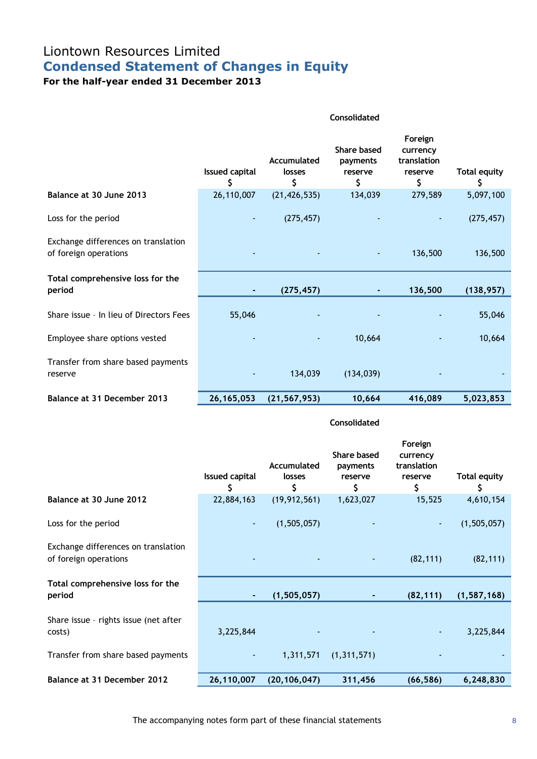# Liontown Resources Limited

## Condensed Statement of Changes in Equity

### For the half-year ended 31 December 2013

| | Consolidated | | | | |
|---|---|---|---|---|---|
| | Issued capital $ | Accumulated losses $ | Share based payments reserve $ | Foreign currency translation reserve $ | Total equity $ |
| **Balance at 30 June 2013** | 26,110,007 | (21,426,535) | 134,039 | 279,589 | 5,097,100 |
| Loss for the period | - | (275,457) | - | - | (275,457) |
| Exchange differences on translation of foreign operations | - | - | - | 136,500 | 136,500 |
| **Total comprehensive loss for the period** | **-** | **(275,457)** | **-** | **136,500** | **(138,957)** |
| Share issue – In lieu of Directors Fees | 55,046 | - | - | - | 55,046 |
| Employee share options vested | - | - | 10,664 | - | 10,664 |
| Transfer from share based payments reserve | - | 134,039 | (134,039) | - | - |
| **Balance at 31 December 2013** | **26,165,053** | **(21,567,953)** | **10,664** | **416,089** | **5,023,853** |

| | Consolidated | | | | |
|---|---|---|---|---|---|
| | Issued capital $ | Accumulated losses $ | Share based payments reserve $ | Foreign currency translation reserve $ | Total equity $ |
| **Balance at 30 June 2012** | 22,884,163 | (19,912,561) | 1,623,027 | 15,525 | 4,610,154 |
| Loss for the period | - | (1,505,057) | - | - | (1,505,057) |
| Exchange differences on translation of foreign operations | - | - | - | (82,111) | (82,111) |
| **Total comprehensive loss for the period** | **-** | **(1,505,057)** | **-** | **(82,111)** | **(1,587,168)** |
| Share issue – rights issue (net after costs) | 3,225,844 | - | - | - | 3,225,844 |
| Transfer from share based payments | - | 1,311,571 | (1,311,571) | - | - |
| **Balance at 31 December 2012** | **26,110,007** | **(20,106,047)** | **311,456** | **(66,586)** | **6,248,830** |

The accompanying notes form part of these financial statements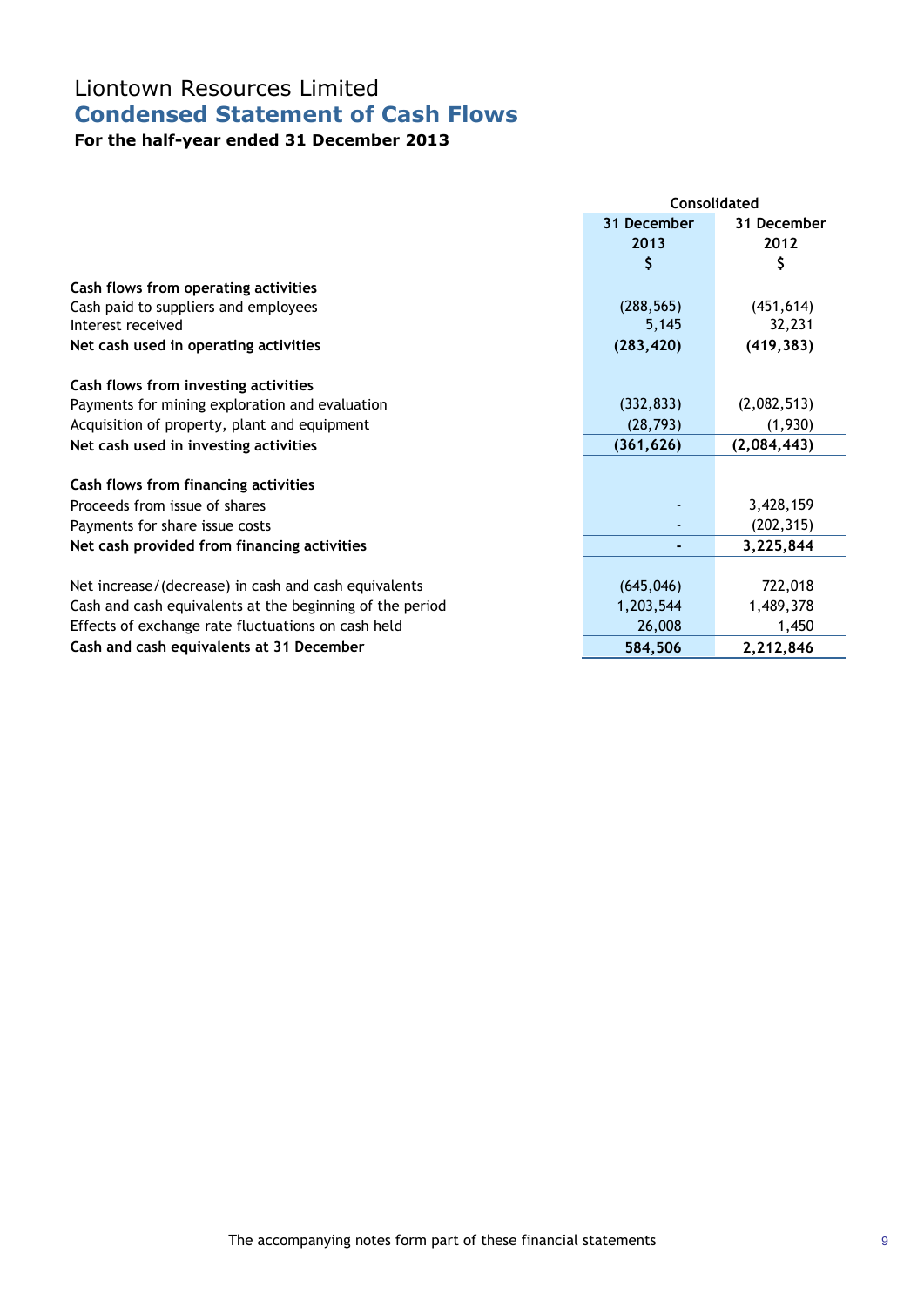# Liontown Resources Limited

## Condensed Statement of Cash Flows

### For the half-year ended 31 December 2013

| | Consolidated | |
|---|---|---|
| | 31 December 2013 | 31 December 2012 |
| | $ | $ |
| **Cash flows from operating activities** | | |
| Cash paid to suppliers and employees | (288,565) | (451,614) |
| Interest received | 5,145 | 32,231 |
| **Net cash used in operating activities** | **(283,420)** | **(419,383)** |
| | | |
| **Cash flows from investing activities** | | |
| Payments for mining exploration and evaluation | (332,833) | (2,082,513) |
| Acquisition of property, plant and equipment | (28,793) | (1,930) |
| **Net cash used in investing activities** | **(361,626)** | **(2,084,443)** |
| | | |
| **Cash flows from financing activities** | | |
| Proceeds from issue of shares | - | 3,428,159 |
| Payments for share issue costs | - | (202,315) |
| **Net cash provided from financing activities** | **-** | **3,225,844** |
| | | |
| Net increase/(decrease) in cash and cash equivalents | (645,046) | 722,018 |
| Cash and cash equivalents at the beginning of the period | 1,203,544 | 1,489,378 |
| Effects of exchange rate fluctuations on cash held | 26,008 | 1,450 |
| **Cash and cash equivalents at 31 December** | **584,506** | **2,212,846** |

The accompanying notes form part of these financial statements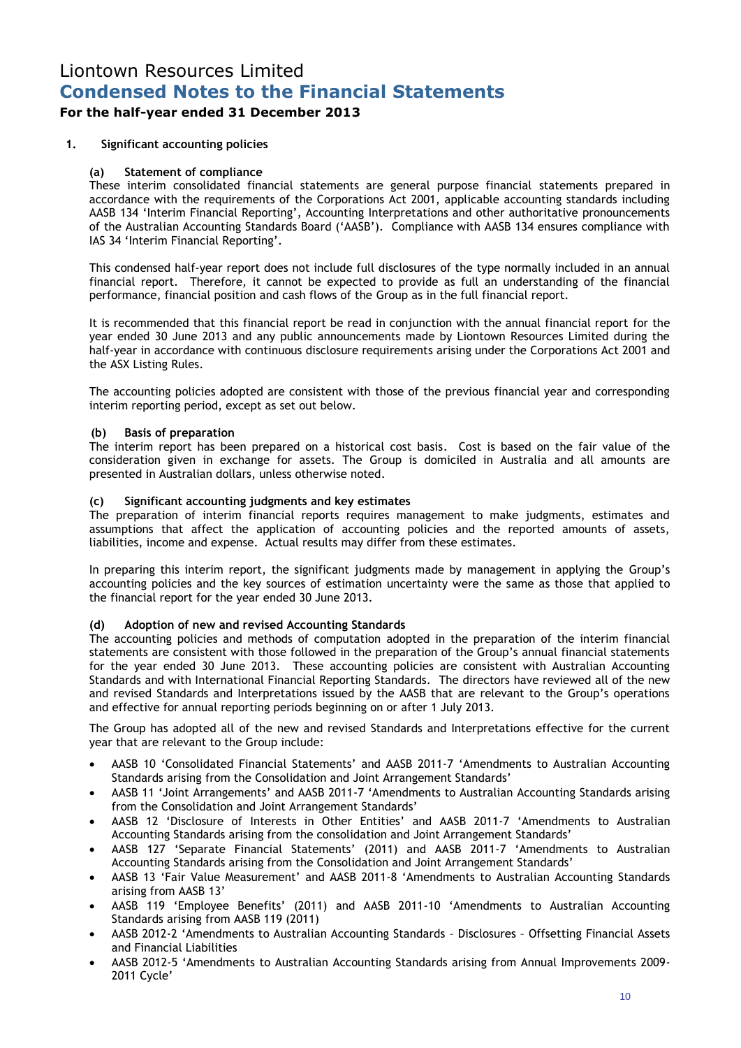# Liontown Resources Limited

## Condensed Notes to the Financial Statements

### For the half-year ended 31 December 2013

**1. Significant accounting policies**

**(a) Statement of compliance**

These interim consolidated financial statements are general purpose financial statements prepared in accordance with the requirements of the Corporations Act 2001, applicable accounting standards including AASB 134 'Interim Financial Reporting', Accounting Interpretations and other authoritative pronouncements of the Australian Accounting Standards Board ('AASB'). Compliance with AASB 134 ensures compliance with IAS 34 'Interim Financial Reporting'.

This condensed half-year report does not include full disclosures of the type normally included in an annual financial report. Therefore, it cannot be expected to provide as full an understanding of the financial performance, financial position and cash flows of the Group as in the full financial report.

It is recommended that this financial report be read in conjunction with the annual financial report for the year ended 30 June 2013 and any public announcements made by Liontown Resources Limited during the half-year in accordance with continuous disclosure requirements arising under the Corporations Act 2001 and the ASX Listing Rules.

The accounting policies adopted are consistent with those of the previous financial year and corresponding interim reporting period, except as set out below.

**(b) Basis of preparation**

The interim report has been prepared on a historical cost basis. Cost is based on the fair value of the consideration given in exchange for assets. The Group is domiciled in Australia and all amounts are presented in Australian dollars, unless otherwise noted.

**(c) Significant accounting judgments and key estimates**

The preparation of interim financial reports requires management to make judgments, estimates and assumptions that affect the application of accounting policies and the reported amounts of assets, liabilities, income and expense. Actual results may differ from these estimates.

In preparing this interim report, the significant judgments made by management in applying the Group's accounting policies and the key sources of estimation uncertainty were the same as those that applied to the financial report for the year ended 30 June 2013.

**(d) Adoption of new and revised Accounting Standards**

The accounting policies and methods of computation adopted in the preparation of the interim financial statements are consistent with those followed in the preparation of the Group's annual financial statements for the year ended 30 June 2013. These accounting policies are consistent with Australian Accounting Standards and with International Financial Reporting Standards. The directors have reviewed all of the new and revised Standards and Interpretations issued by the AASB that are relevant to the Group's operations and effective for annual reporting periods beginning on or after 1 July 2013.

The Group has adopted all of the new and revised Standards and Interpretations effective for the current year that are relevant to the Group include:

- AASB 10 'Consolidated Financial Statements' and AASB 2011-7 'Amendments to Australian Accounting Standards arising from the Consolidation and Joint Arrangement Standards'
- AASB 11 'Joint Arrangements' and AASB 2011-7 'Amendments to Australian Accounting Standards arising from the Consolidation and Joint Arrangement Standards'
- AASB 12 'Disclosure of Interests in Other Entities' and AASB 2011-7 'Amendments to Australian Accounting Standards arising from the consolidation and Joint Arrangement Standards'
- AASB 127 'Separate Financial Statements' (2011) and AASB 2011-7 'Amendments to Australian Accounting Standards arising from the Consolidation and Joint Arrangement Standards'
- AASB 13 'Fair Value Measurement' and AASB 2011-8 'Amendments to Australian Accounting Standards arising from AASB 13'
- AASB 119 'Employee Benefits' (2011) and AASB 2011-10 'Amendments to Australian Accounting Standards arising from AASB 119 (2011)
- AASB 2012-2 'Amendments to Australian Accounting Standards – Disclosures – Offsetting Financial Assets and Financial Liabilities
- AASB 2012-5 'Amendments to Australian Accounting Standards arising from Annual Improvements 2009-2011 Cycle'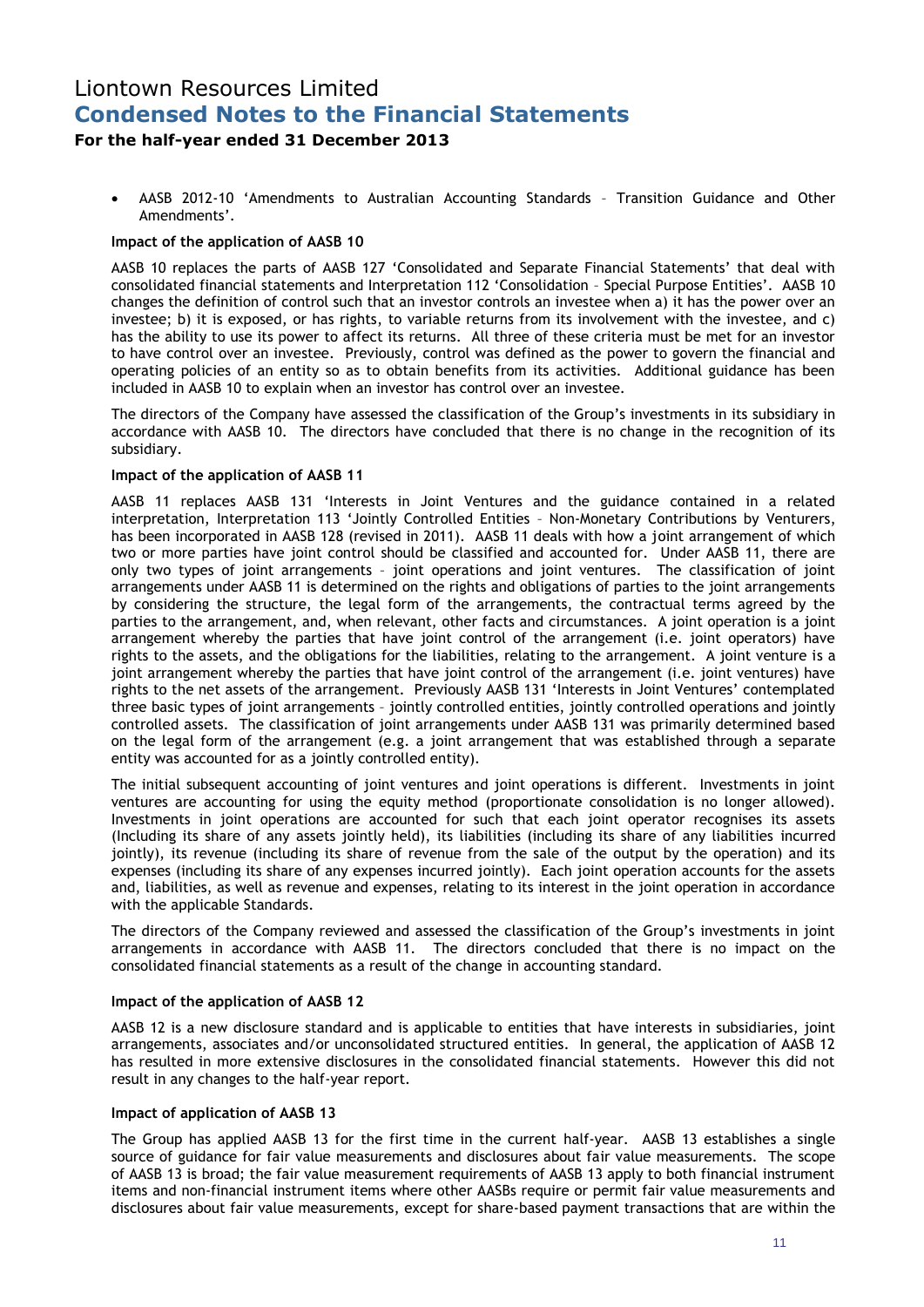- AASB 2012-10 'Amendments to Australian Accounting Standards – Transition Guidance and Other Amendments'.

**Impact of the application of AASB 10**

AASB 10 replaces the parts of AASB 127 'Consolidated and Separate Financial Statements' that deal with consolidated financial statements and Interpretation 112 'Consolidation – Special Purpose Entities'. AASB 10 changes the definition of control such that an investor controls an investee when a) it has the power over an investee; b) it is exposed, or has rights, to variable returns from its involvement with the investee, and c) has the ability to use its power to affect its returns. All three of these criteria must be met for an investor to have control over an investee. Previously, control was defined as the power to govern the financial and operating policies of an entity so as to obtain benefits from its activities. Additional guidance has been included in AASB 10 to explain when an investor has control over an investee.

The directors of the Company have assessed the classification of the Group's investments in its subsidiary in accordance with AASB 10. The directors have concluded that there is no change in the recognition of its subsidiary.

**Impact of the application of AASB 11**

AASB 11 replaces AASB 131 'Interests in Joint Ventures and the guidance contained in a related interpretation, Interpretation 113 'Jointly Controlled Entities – Non-Monetary Contributions by Venturers, has been incorporated in AASB 128 (revised in 2011). AASB 11 deals with how a joint arrangement of which two or more parties have joint control should be classified and accounted for. Under AASB 11, there are only two types of joint arrangements – joint operations and joint ventures. The classification of joint arrangements under AASB 11 is determined on the rights and obligations of parties to the joint arrangements by considering the structure, the legal form of the arrangements, the contractual terms agreed by the parties to the arrangement, and, when relevant, other facts and circumstances. A joint operation is a joint arrangement whereby the parties that have joint control of the arrangement (i.e. joint operators) have rights to the assets, and the obligations for the liabilities, relating to the arrangement. A joint venture is a joint arrangement whereby the parties that have joint control of the arrangement (i.e. joint ventures) have rights to the net assets of the arrangement. Previously AASB 131 'Interests in Joint Ventures' contemplated three basic types of joint arrangements – jointly controlled entities, jointly controlled operations and jointly controlled assets. The classification of joint arrangements under AASB 131 was primarily determined based on the legal form of the arrangement (e.g. a joint arrangement that was established through a separate entity was accounted for as a jointly controlled entity).

The initial subsequent accounting of joint ventures and joint operations is different. Investments in joint ventures are accounting for using the equity method (proportionate consolidation is no longer allowed). Investments in joint operations are accounted for such that each joint operator recognises its assets (Including its share of any assets jointly held), its liabilities (including its share of any liabilities incurred jointly), its revenue (including its share of revenue from the sale of the output by the operation) and its expenses (including its share of any expenses incurred jointly). Each joint operation accounts for the assets and, liabilities, as well as revenue and expenses, relating to its interest in the joint operation in accordance with the applicable Standards.

The directors of the Company reviewed and assessed the classification of the Group's investments in joint arrangements in accordance with AASB 11. The directors concluded that there is no impact on the consolidated financial statements as a result of the change in accounting standard.

**Impact of the application of AASB 12**

AASB 12 is a new disclosure standard and is applicable to entities that have interests in subsidiaries, joint arrangements, associates and/or unconsolidated structured entities. In general, the application of AASB 12 has resulted in more extensive disclosures in the consolidated financial statements. However this did not result in any changes to the half-year report.

**Impact of application of AASB 13**

The Group has applied AASB 13 for the first time in the current half-year. AASB 13 establishes a single source of guidance for fair value measurements and disclosures about fair value measurements. The scope of AASB 13 is broad; the fair value measurement requirements of AASB 13 apply to both financial instrument items and non-financial instrument items where other AASBs require or permit fair value measurements and disclosures about fair value measurements, except for share-based payment transactions that are within the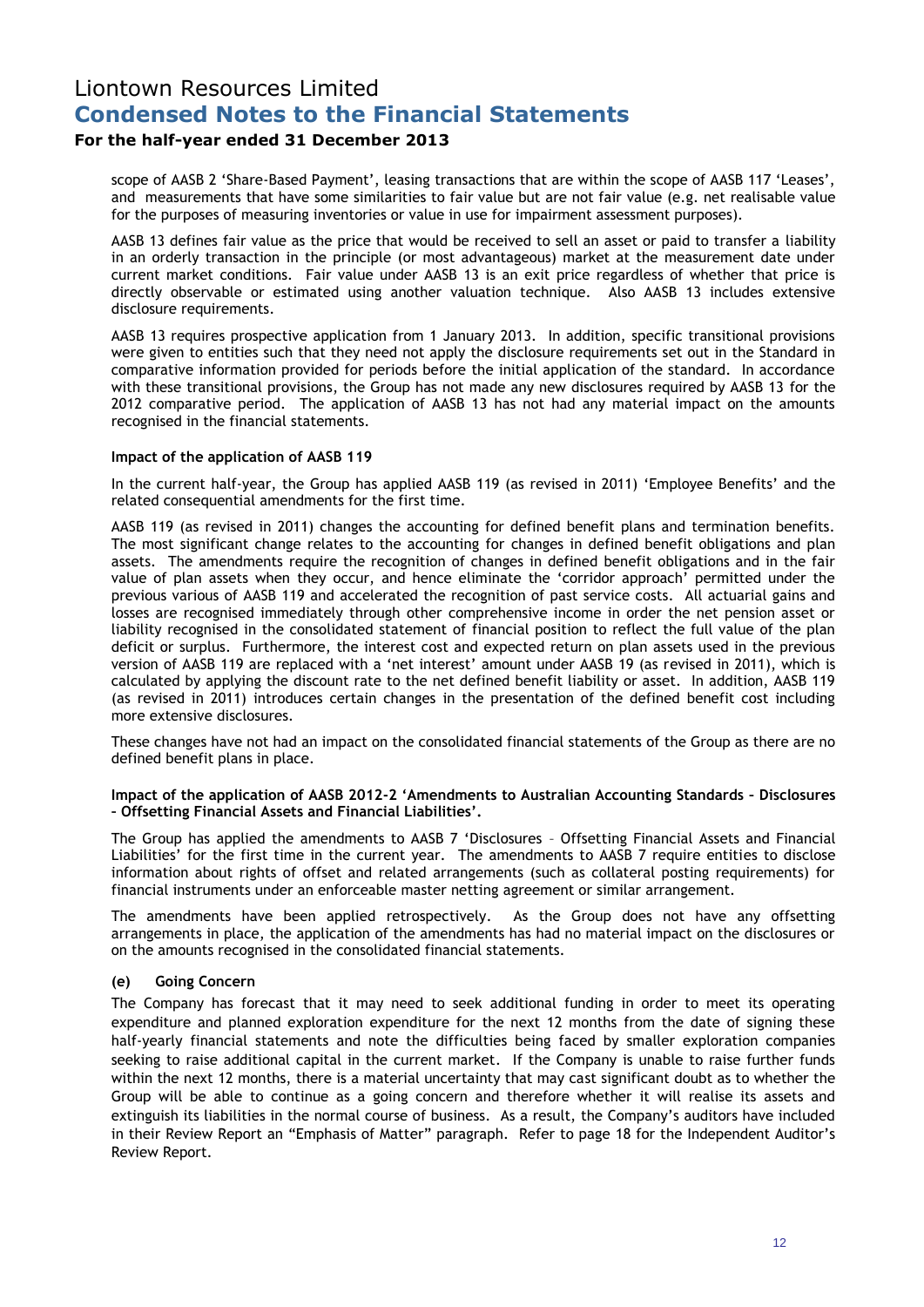scope of AASB 2 'Share-Based Payment', leasing transactions that are within the scope of AASB 117 'Leases', and measurements that have some similarities to fair value but are not fair value (e.g. net realisable value for the purposes of measuring inventories or value in use for impairment assessment purposes).

AASB 13 defines fair value as the price that would be received to sell an asset or paid to transfer a liability in an orderly transaction in the principle (or most advantageous) market at the measurement date under current market conditions. Fair value under AASB 13 is an exit price regardless of whether that price is directly observable or estimated using another valuation technique. Also AASB 13 includes extensive disclosure requirements.

AASB 13 requires prospective application from 1 January 2013. In addition, specific transitional provisions were given to entities such that they need not apply the disclosure requirements set out in the Standard in comparative information provided for periods before the initial application of the standard. In accordance with these transitional provisions, the Group has not made any new disclosures required by AASB 13 for the 2012 comparative period. The application of AASB 13 has not had any material impact on the amounts recognised in the financial statements.

**Impact of the application of AASB 119**

In the current half-year, the Group has applied AASB 119 (as revised in 2011) 'Employee Benefits' and the related consequential amendments for the first time.

AASB 119 (as revised in 2011) changes the accounting for defined benefit plans and termination benefits. The most significant change relates to the accounting for changes in defined benefit obligations and plan assets. The amendments require the recognition of changes in defined benefit obligations and in the fair value of plan assets when they occur, and hence eliminate the 'corridor approach' permitted under the previous various of AASB 119 and accelerated the recognition of past service costs. All actuarial gains and losses are recognised immediately through other comprehensive income in order the net pension asset or liability recognised in the consolidated statement of financial position to reflect the full value of the plan deficit or surplus. Furthermore, the interest cost and expected return on plan assets used in the previous version of AASB 119 are replaced with a 'net interest' amount under AASB 19 (as revised in 2011), which is calculated by applying the discount rate to the net defined benefit liability or asset. In addition, AASB 119 (as revised in 2011) introduces certain changes in the presentation of the defined benefit cost including more extensive disclosures.

These changes have not had an impact on the consolidated financial statements of the Group as there are no defined benefit plans in place.

**Impact of the application of AASB 2012-2 'Amendments to Australian Accounting Standards – Disclosures – Offsetting Financial Assets and Financial Liabilities'.**

The Group has applied the amendments to AASB 7 'Disclosures – Offsetting Financial Assets and Financial Liabilities' for the first time in the current year. The amendments to AASB 7 require entities to disclose information about rights of offset and related arrangements (such as collateral posting requirements) for financial instruments under an enforceable master netting agreement or similar arrangement.

The amendments have been applied retrospectively. As the Group does not have any offsetting arrangements in place, the application of the amendments has had no material impact on the disclosures or on the amounts recognised in the consolidated financial statements.

**(e) Going Concern**

The Company has forecast that it may need to seek additional funding in order to meet its operating expenditure and planned exploration expenditure for the next 12 months from the date of signing these half-yearly financial statements and note the difficulties being faced by smaller exploration companies seeking to raise additional capital in the current market. If the Company is unable to raise further funds within the next 12 months, there is a material uncertainty that may cast significant doubt as to whether the Group will be able to continue as a going concern and therefore whether it will realise its assets and extinguish its liabilities in the normal course of business. As a result, the Company's auditors have included in their Review Report an "Emphasis of Matter" paragraph. Refer to page 18 for the Independent Auditor's Review Report.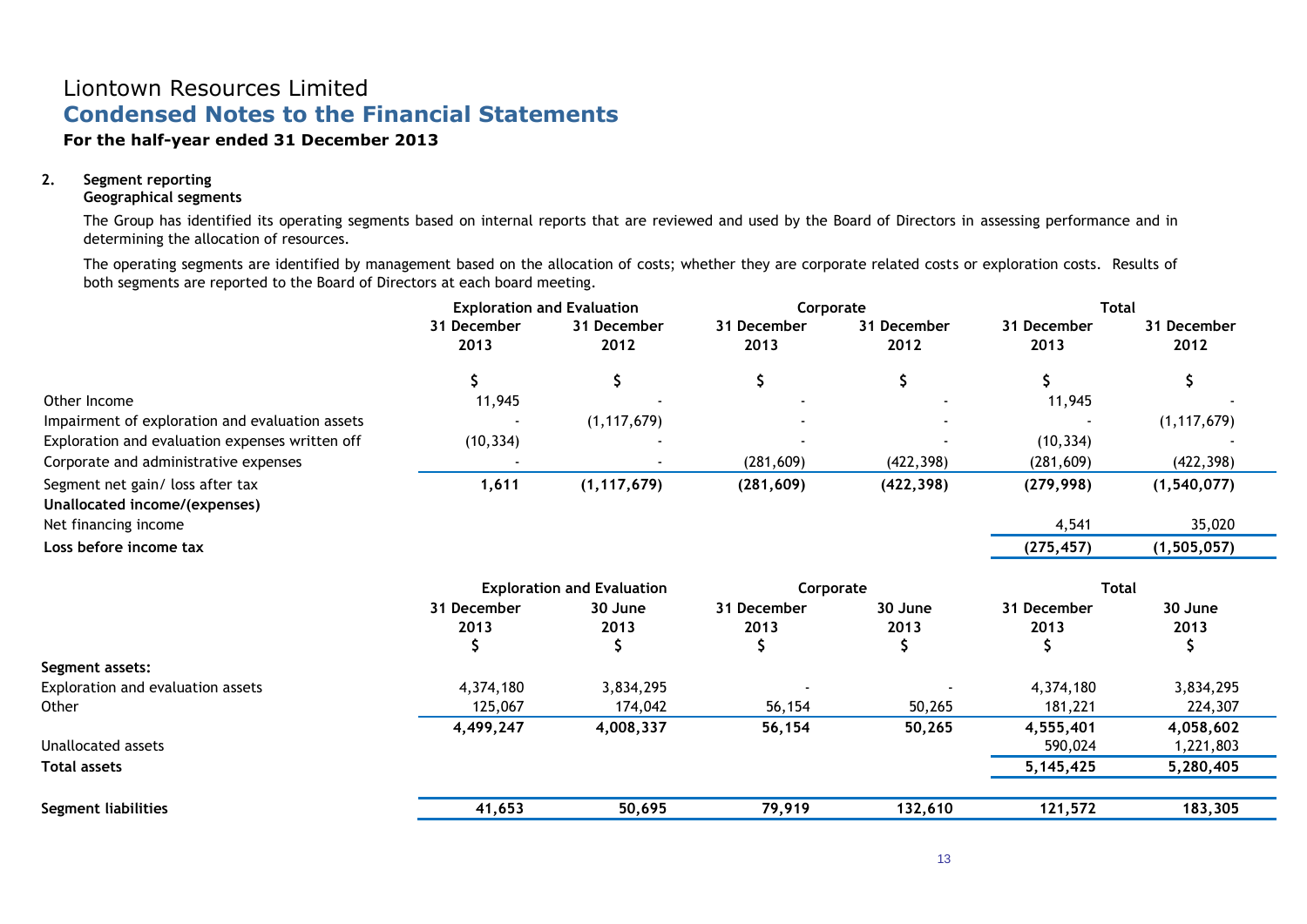# Liontown Resources Limited
## Condensed Notes to the Financial Statements
### For the half-year ended 31 December 2013

**2. Segment reporting**
**Geographical segments**

The Group has identified its operating segments based on internal reports that are reviewed and used by the Board of Directors in assessing performance and in determining the allocation of resources.

The operating segments are identified by management based on the allocation of costs; whether they are corporate related costs or exploration costs. Results of both segments are reported to the Board of Directors at each board meeting.

| | Exploration and Evaluation | | Corporate | | Total | |
|---|---|---|---|---|---|---|
| | 31 December 2013 | 31 December 2012 | 31 December 2013 | 31 December 2012 | 31 December 2013 | 31 December 2012 |
| | $ | $ | $ | $ | $ | $ |
| Other Income | 11,945 | - | - | - | 11,945 | - |
| Impairment of exploration and evaluation assets | - | (1,117,679) | - | - | - | (1,117,679) |
| Exploration and evaluation expenses written off | (10,334) | - | - | - | (10,334) | - |
| Corporate and administrative expenses | - | - | (281,609) | (422,398) | (281,609) | (422,398) |
| Segment net gain/ loss after tax | **1,611** | **(1,117,679)** | **(281,609)** | **(422,398)** | **(279,998)** | **(1,540,077)** |
| **Unallocated income/(expenses)** | | | | | | |
| Net financing income | | | | | 4,541 | 35,020 |
| **Loss before income tax** | | | | | **(275,457)** | **(1,505,057)** |

| | Exploration and Evaluation | | Corporate | | Total | |
|---|---|---|---|---|---|---|
| | 31 December 2013 | 30 June 2013 | 31 December 2013 | 30 June 2013 | 31 December 2013 | 30 June 2013 |
| | $ | $ | $ | $ | $ | $ |
| **Segment assets:** | | | | | | |
| Exploration and evaluation assets | 4,374,180 | 3,834,295 | - | - | 4,374,180 | 3,834,295 |
| Other | 125,067 | 174,042 | 56,154 | 50,265 | 181,221 | 224,307 |
| | **4,499,247** | **4,008,337** | **56,154** | **50,265** | **4,555,401** | **4,058,602** |
| Unallocated assets | | | | | 590,024 | 1,221,803 |
| **Total assets** | | | | | **5,145,425** | **5,280,405** |
| | | | | | | |
| **Segment liabilities** | **41,653** | **50,695** | **79,919** | **132,610** | **121,572** | **183,305** |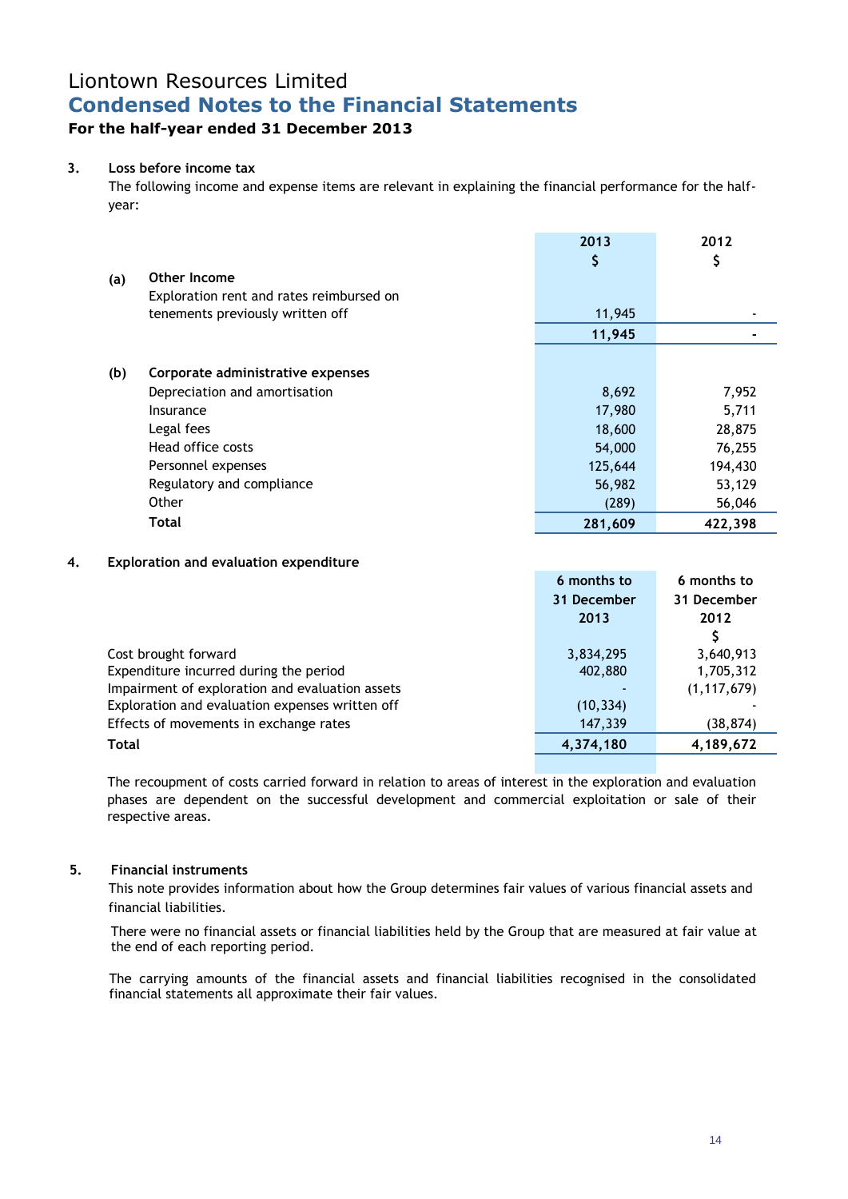# Liontown Resources Limited

## Condensed Notes to the Financial Statements

### For the half-year ended 31 December 2013

**3. Loss before income tax**

The following income and expense items are relevant in explaining the financial performance for the half-year:

| | | 2013<br>$ | 2012<br>$ |
|---|---|---|---|
| **(a)** | **Other Income** | | |
| | Exploration rent and rates reimbursed on tenements previously written off | 11,945 | - |
| | | **11,945** | **-** |
| **(b)** | **Corporate administrative expenses** | | |
| | Depreciation and amortisation | 8,692 | 7,952 |
| | Insurance | 17,980 | 5,711 |
| | Legal fees | 18,600 | 28,875 |
| | Head office costs | 54,000 | 76,255 |
| | Personnel expenses | 125,644 | 194,430 |
| | Regulatory and compliance | 56,982 | 53,129 |
| | Other | (289) | 56,046 |
| | **Total** | **281,609** | **422,398** |

**4. Exploration and evaluation expenditure**

| | 6 months to 31 December 2013 | 6 months to 31 December 2012<br>$ |
|---|---|---|
| Cost brought forward | 3,834,295 | 3,640,913 |
| Expenditure incurred during the period | 402,880 | 1,705,312 |
| Impairment of exploration and evaluation assets | - | (1,117,679) |
| Exploration and evaluation expenses written off | (10,334) | - |
| Effects of movements in exchange rates | 147,339 | (38,874) |
| **Total** | **4,374,180** | **4,189,672** |

The recoupment of costs carried forward in relation to areas of interest in the exploration and evaluation phases are dependent on the successful development and commercial exploitation or sale of their respective areas.

**5. Financial instruments**

This note provides information about how the Group determines fair values of various financial assets and financial liabilities.

There were no financial assets or financial liabilities held by the Group that are measured at fair value at the end of each reporting period.

The carrying amounts of the financial assets and financial liabilities recognised in the consolidated financial statements all approximate their fair values.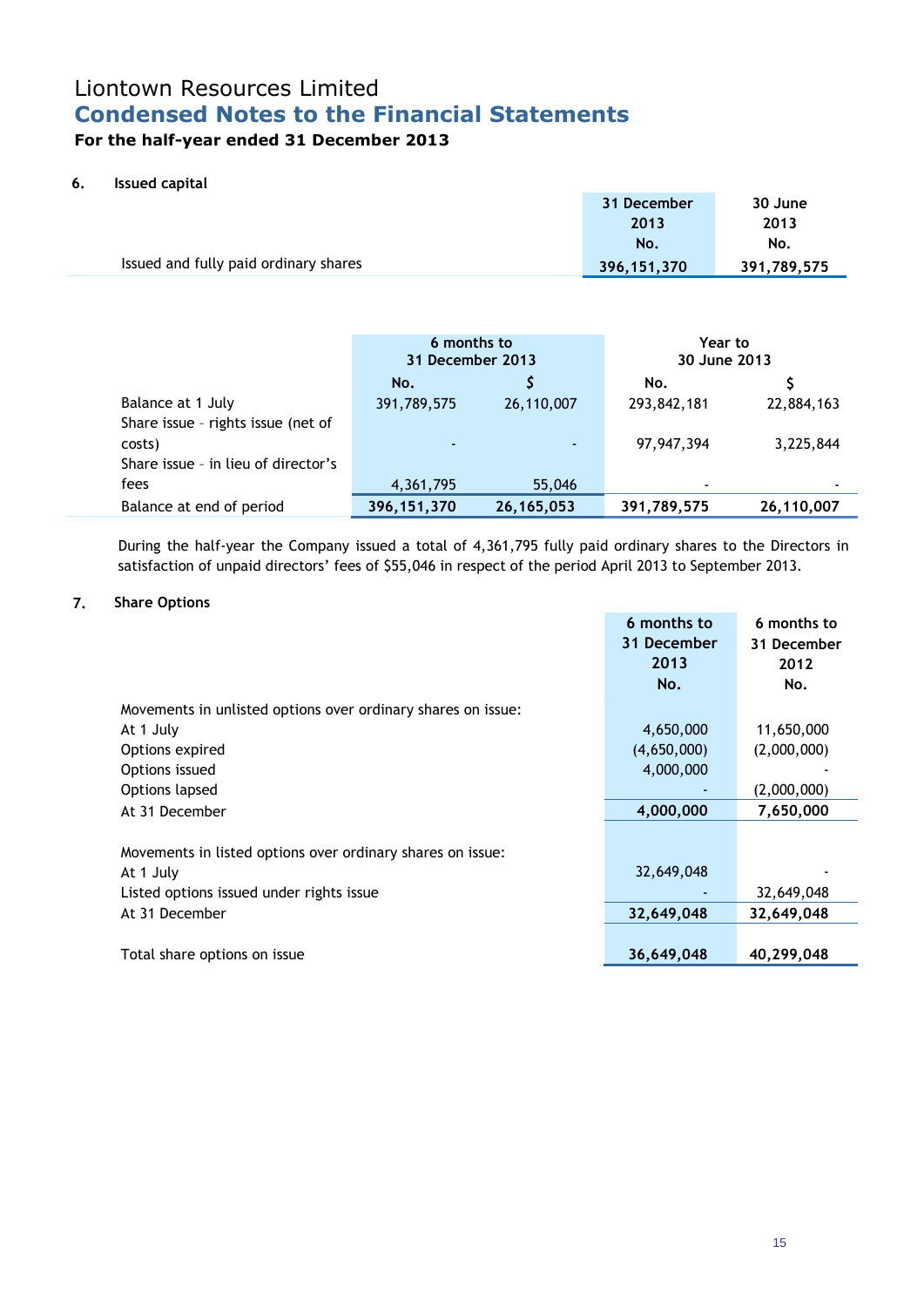# Liontown Resources Limited

## Condensed Notes to the Financial Statements

### For the half-year ended 31 December 2013

**6. Issued capital**

| | 31 December 2013 No. | 30 June 2013 No. |
|---|---|---|
| Issued and fully paid ordinary shares | **396,151,370** | **391,789,575** |

| | 6 months to 31 December 2013 | | Year to 30 June 2013 | |
|---|---|---|---|---|
| | No. | $ | No. | $ |
| Balance at 1 July | 391,789,575 | 26,110,007 | 293,842,181 | 22,884,163 |
| Share issue – rights issue (net of costs) | - | - | 97,947,394 | 3,225,844 |
| Share issue – in lieu of director's fees | 4,361,795 | 55,046 | - | - |
| Balance at end of period | **396,151,370** | **26,165,053** | **391,789,575** | **26,110,007** |

During the half-year the Company issued a total of 4,361,795 fully paid ordinary shares to the Directors in satisfaction of unpaid directors' fees of $55,046 in respect of the period April 2013 to September 2013.

**7. Share Options**

| | 6 months to 31 December 2013 No. | 6 months to 31 December 2012 No. |
|---|---|---|
| Movements in unlisted options over ordinary shares on issue: | | |
| At 1 July | 4,650,000 | 11,650,000 |
| Options expired | (4,650,000) | (2,000,000) |
| Options issued | 4,000,000 | - |
| Options lapsed | - | (2,000,000) |
| At 31 December | **4,000,000** | **7,650,000** |
| | | |
| Movements in listed options over ordinary shares on issue: | | |
| At 1 July | 32,649,048 | - |
| Listed options issued under rights issue | - | 32,649,048 |
| At 31 December | **32,649,048** | **32,649,048** |
| | | |
| Total share options on issue | **36,649,048** | **40,299,048** |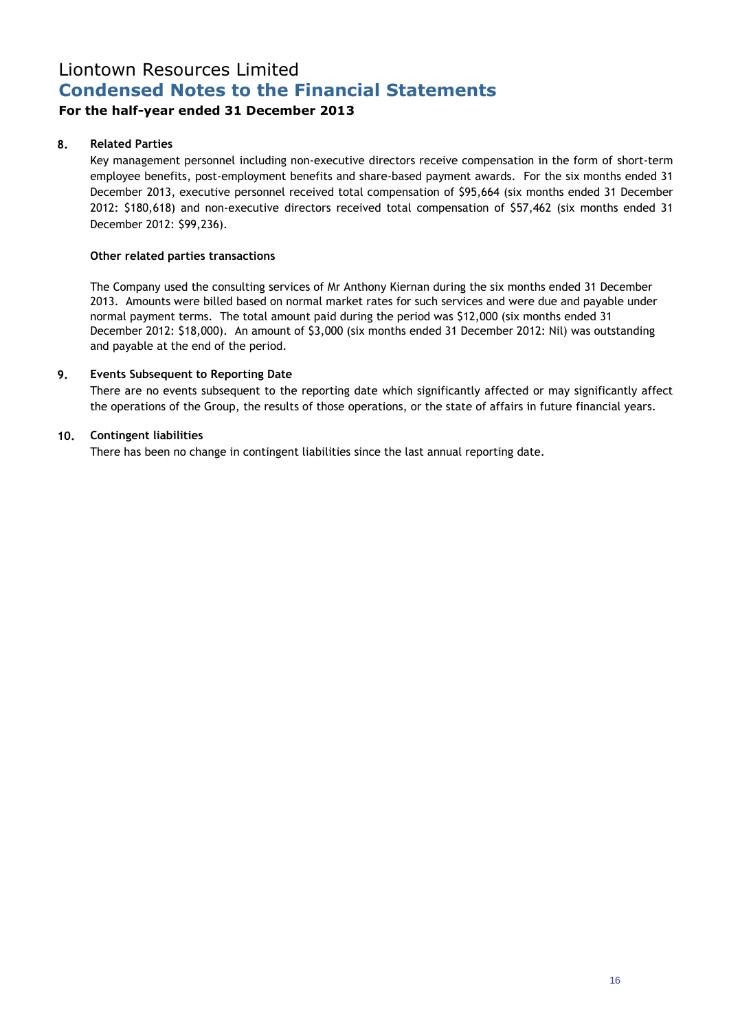# Liontown Resources Limited
## Condensed Notes to the Financial Statements
### For the half-year ended 31 December 2013

**8. Related Parties**

Key management personnel including non-executive directors receive compensation in the form of short-term employee benefits, post-employment benefits and share-based payment awards. For the six months ended 31 December 2013, executive personnel received total compensation of $95,664 (six months ended 31 December 2012: $180,618) and non-executive directors received total compensation of $57,462 (six months ended 31 December 2012: $99,236).

**Other related parties transactions**

The Company used the consulting services of Mr Anthony Kiernan during the six months ended 31 December 2013. Amounts were billed based on normal market rates for such services and were due and payable under normal payment terms. The total amount paid during the period was $12,000 (six months ended 31 December 2012: $18,000). An amount of $3,000 (six months ended 31 December 2012: Nil) was outstanding and payable at the end of the period.

**9. Events Subsequent to Reporting Date**

There are no events subsequent to the reporting date which significantly affected or may significantly affect the operations of the Group, the results of those operations, or the state of affairs in future financial years.

**10. Contingent liabilities**

There has been no change in contingent liabilities since the last annual reporting date.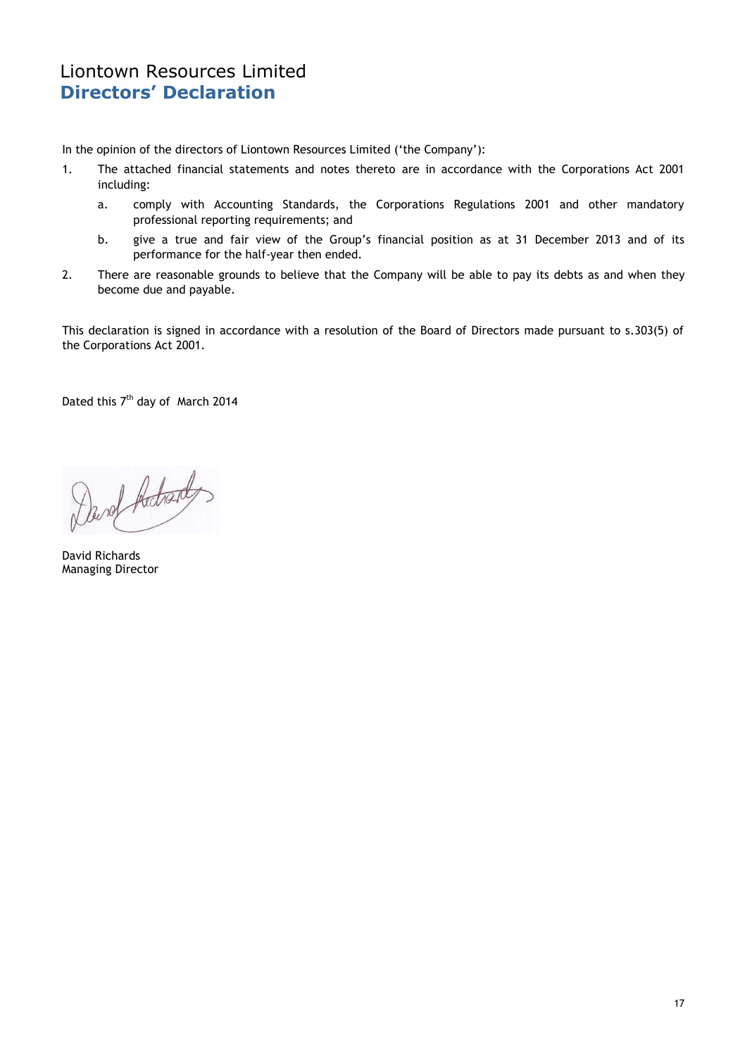# Liontown Resources Limited
## Directors' Declaration

In the opinion of the directors of Liontown Resources Limited ('the Company'):

1. The attached financial statements and notes thereto are in accordance with the Corporations Act 2001 including:
   a. comply with Accounting Standards, the Corporations Regulations 2001 and other mandatory professional reporting requirements; and
   b. give a true and fair view of the Group's financial position as at 31 December 2013 and of its performance for the half-year then ended.
2. There are reasonable grounds to believe that the Company will be able to pay its debts as and when they become due and payable.

This declaration is signed in accordance with a resolution of the Board of Directors made pursuant to s.303(5) of the Corporations Act 2001.

Dated this 7th day of March 2014

David Richards
Managing Director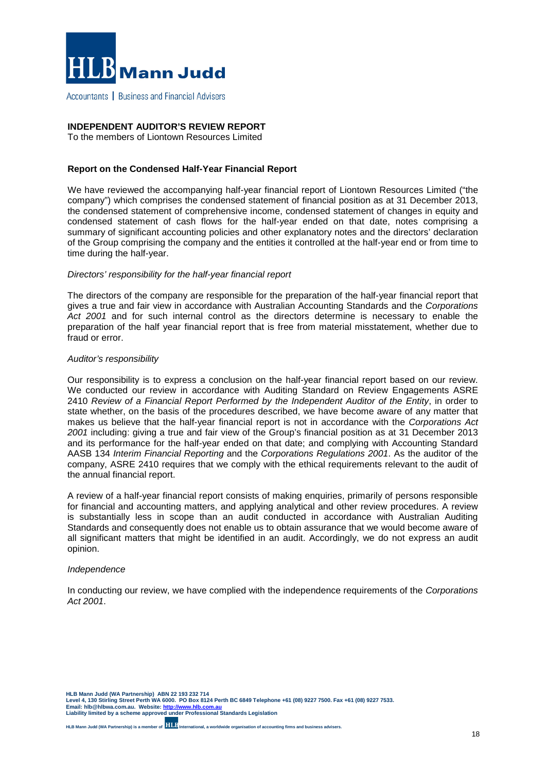HLB Mann Judd

Accountants | Business and Financial Advisers

**INDEPENDENT AUDITOR'S REVIEW REPORT**
To the members of Liontown Resources Limited

**Report on the Condensed Half-Year Financial Report**

We have reviewed the accompanying half-year financial report of Liontown Resources Limited ("the company") which comprises the condensed statement of financial position as at 31 December 2013, the condensed statement of comprehensive income, condensed statement of changes in equity and condensed statement of cash flows for the half-year ended on that date, notes comprising a summary of significant accounting policies and other explanatory notes and the directors' declaration of the Group comprising the company and the entities it controlled at the half-year end or from time to time during the half-year.

*Directors' responsibility for the half-year financial report*

The directors of the company are responsible for the preparation of the half-year financial report that gives a true and fair view in accordance with Australian Accounting Standards and the *Corporations Act 2001* and for such internal control as the directors determine is necessary to enable the preparation of the half year financial report that is free from material misstatement, whether due to fraud or error.

*Auditor's responsibility*

Our responsibility is to express a conclusion on the half-year financial report based on our review. We conducted our review in accordance with Auditing Standard on Review Engagements ASRE 2410 *Review of a Financial Report Performed by the Independent Auditor of the Entity*, in order to state whether, on the basis of the procedures described, we have become aware of any matter that makes us believe that the half-year financial report is not in accordance with the *Corporations Act 2001* including: giving a true and fair view of the Group's financial position as at 31 December 2013 and its performance for the half-year ended on that date; and complying with Accounting Standard AASB 134 *Interim Financial Reporting* and the *Corporations Regulations 2001*. As the auditor of the company, ASRE 2410 requires that we comply with the ethical requirements relevant to the audit of the annual financial report.

A review of a half-year financial report consists of making enquiries, primarily of persons responsible for financial and accounting matters, and applying analytical and other review procedures. A review is substantially less in scope than an audit conducted in accordance with Australian Auditing Standards and consequently does not enable us to obtain assurance that we would become aware of all significant matters that might be identified in an audit. Accordingly, we do not express an audit opinion.

*Independence*

In conducting our review, we have complied with the independence requirements of the *Corporations Act 2001*.

**HLB Mann Judd (WA Partnership) ABN 22 193 232 714**
**Level 4, 130 Stirling Street Perth WA 6000. PO Box 8124 Perth BC 6849 Telephone +61 (08) 9227 7500. Fax +61 (08) 9227 7533.**
**Email: hlb@hlbwa.com.au. Website: http://www.hlb.com.au**
**Liability limited by a scheme approved under Professional Standards Legislation**

**HLB Mann Judd (WA Partnership) is a member of HLB International, a worldwide organisation of accounting firms and business advisers.**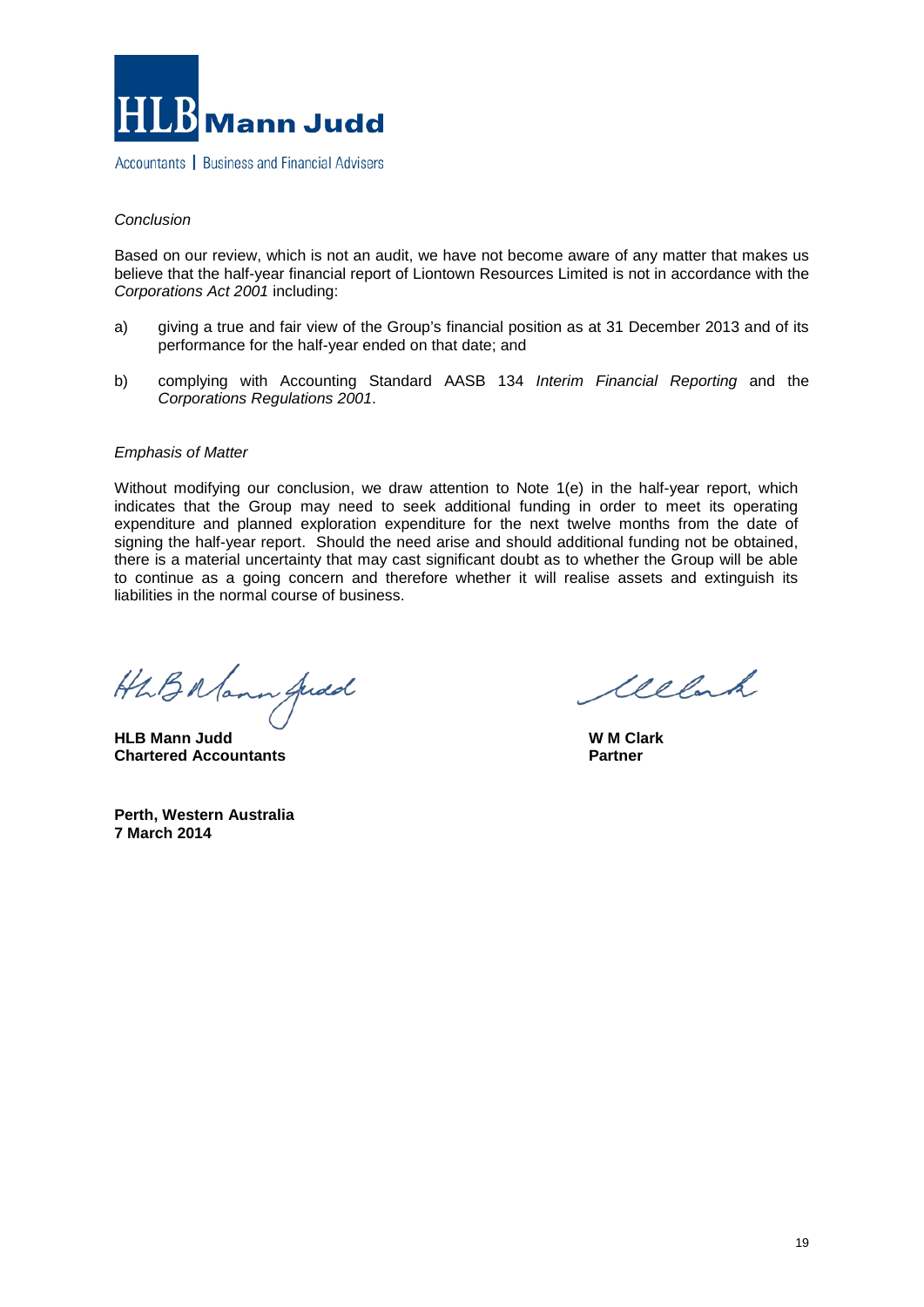**HLB Mann Judd**

Accountants | Business and Financial Advisers

*Conclusion*

Based on our review, which is not an audit, we have not become aware of any matter that makes us believe that the half-year financial report of Liontown Resources Limited is not in accordance with the *Corporations Act 2001* including:

a) giving a true and fair view of the Group's financial position as at 31 December 2013 and of its performance for the half-year ended on that date; and

b) complying with Accounting Standard AASB 134 *Interim Financial Reporting* and the *Corporations Regulations 2001*.

*Emphasis of Matter*

Without modifying our conclusion, we draw attention to Note 1(e) in the half-year report, which indicates that the Group may need to seek additional funding in order to meet its operating expenditure and planned exploration expenditure for the next twelve months from the date of signing the half-year report. Should the need arise and should additional funding not be obtained, there is a material uncertainty that may cast significant doubt as to whether the Group will be able to continue as a going concern and therefore whether it will realise assets and extinguish its liabilities in the normal course of business.

**HLB Mann Judd**
**Chartered Accountants**

**W M Clark**
**Partner**

**Perth, Western Australia**
**7 March 2014**